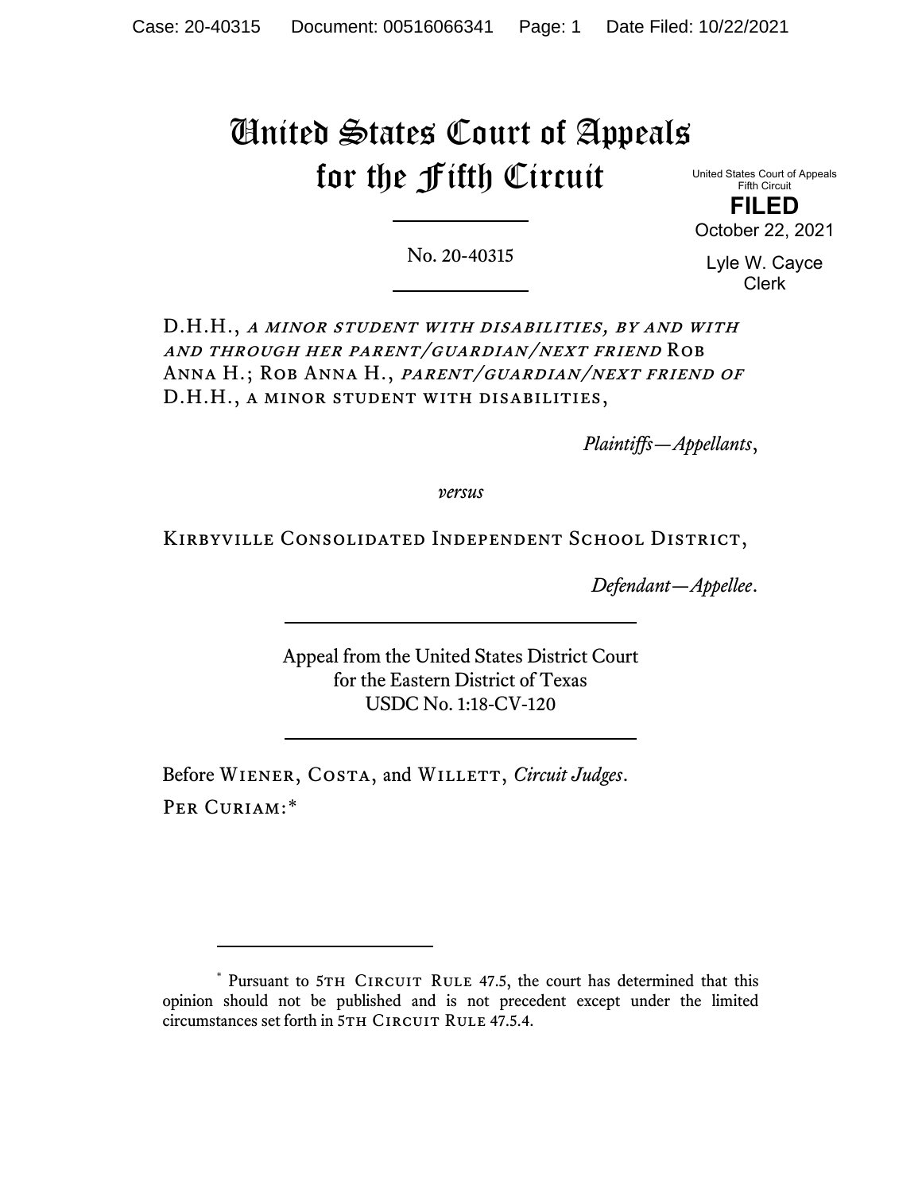# United States Court of Appeals for the Fifth Circuit

United States Court of Appeals
Fifth Circuit

**FILED**

October 22, 2021

Lyle W. Cayce
Clerk

No. 20-40315

D.H.H., *a minor student with disabilities, by and with and through her parent/guardian/next friend* Rob Anna H.; Rob Anna H., *parent/guardian/next friend of* D.H.H., a minor student with disabilities,

*Plaintiffs—Appellants*,

*versus*

Kirbyville Consolidated Independent School District,

*Defendant—Appellee*.

Appeal from the United States District Court
for the Eastern District of Texas
USDC No. 1:18-CV-120

Before Wiener, Costa, and Willett, *Circuit Judges*.

Per Curiam:*

---

\* Pursuant to 5th Circuit Rule 47.5, the court has determined that this opinion should not be published and is not precedent except under the limited circumstances set forth in 5th Circuit Rule 47.5.4.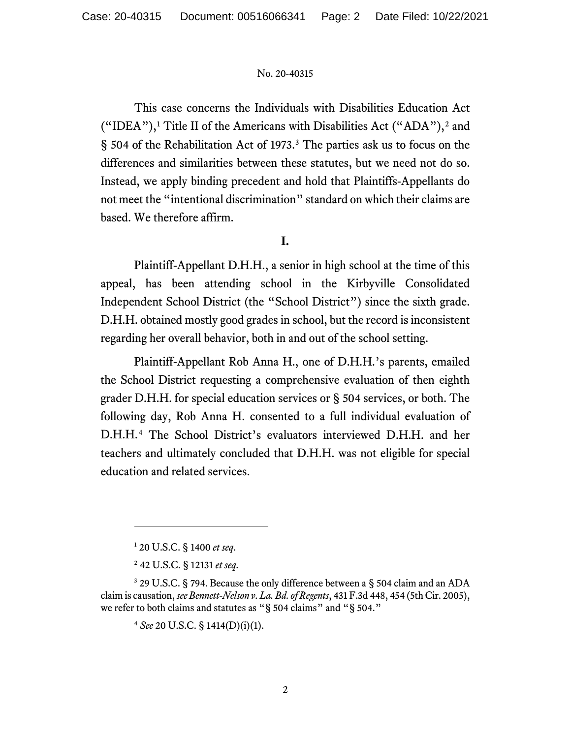This case concerns the Individuals with Disabilities Education Act ("IDEA"),[1] Title II of the Americans with Disabilities Act ("ADA"),[2] and § 504 of the Rehabilitation Act of 1973.[3] The parties ask us to focus on the differences and similarities between these statutes, but we need not do so. Instead, we apply binding precedent and hold that Plaintiffs-Appellants do not meet the "intentional discrimination" standard on which their claims are based. We therefore affirm.

## I.

Plaintiff-Appellant D.H.H., a senior in high school at the time of this appeal, has been attending school in the Kirbyville Consolidated Independent School District (the "School District") since the sixth grade. D.H.H. obtained mostly good grades in school, but the record is inconsistent regarding her overall behavior, both in and out of the school setting.

Plaintiff-Appellant Rob Anna H., one of D.H.H.'s parents, emailed the School District requesting a comprehensive evaluation of then eighth grader D.H.H. for special education services or § 504 services, or both. The following day, Rob Anna H. consented to a full individual evaluation of D.H.H.[4] The School District's evaluators interviewed D.H.H. and her teachers and ultimately concluded that D.H.H. was not eligible for special education and related services.

---

[1] 20 U.S.C. § 1400 *et seq*.

[2] 42 U.S.C. § 12131 *et seq*.

[3] 29 U.S.C. § 794. Because the only difference between a § 504 claim and an ADA claim is causation, *see Bennett-Nelson v. La. Bd. of Regents*, 431 F.3d 448, 454 (5th Cir. 2005), we refer to both claims and statutes as "§ 504 claims" and "§ 504."

[4] *See* 20 U.S.C. § 1414(D)(i)(1).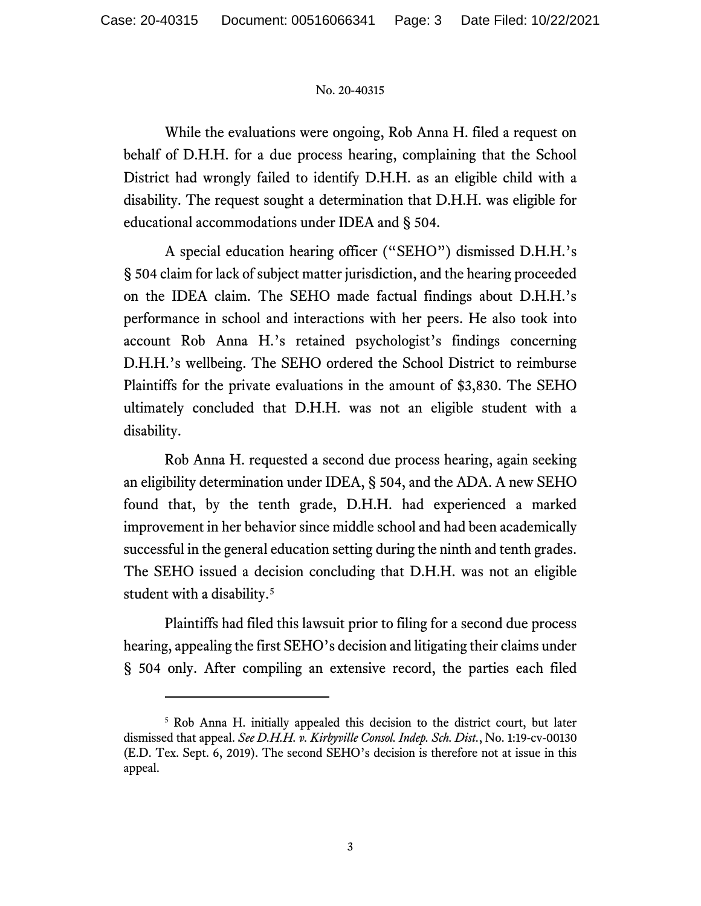While the evaluations were ongoing, Rob Anna H. filed a request on behalf of D.H.H. for a due process hearing, complaining that the School District had wrongly failed to identify D.H.H. as an eligible child with a disability. The request sought a determination that D.H.H. was eligible for educational accommodations under IDEA and § 504.

A special education hearing officer ("SEHO") dismissed D.H.H.'s § 504 claim for lack of subject matter jurisdiction, and the hearing proceeded on the IDEA claim. The SEHO made factual findings about D.H.H.'s performance in school and interactions with her peers. He also took into account Rob Anna H.'s retained psychologist's findings concerning D.H.H.'s wellbeing. The SEHO ordered the School District to reimburse Plaintiffs for the private evaluations in the amount of $3,830. The SEHO ultimately concluded that D.H.H. was not an eligible student with a disability.

Rob Anna H. requested a second due process hearing, again seeking an eligibility determination under IDEA, § 504, and the ADA. A new SEHO found that, by the tenth grade, D.H.H. had experienced a marked improvement in her behavior since middle school and had been academically successful in the general education setting during the ninth and tenth grades. The SEHO issued a decision concluding that D.H.H. was not an eligible student with a disability.[5]

Plaintiffs had filed this lawsuit prior to filing for a second due process hearing, appealing the first SEHO's decision and litigating their claims under § 504 only. After compiling an extensive record, the parties each filed

---

[5] Rob Anna H. initially appealed this decision to the district court, but later dismissed that appeal. *See D.H.H. v. Kirbyville Consol. Indep. Sch. Dist.*, No. 1:19-cv-00130 (E.D. Tex. Sept. 6, 2019). The second SEHO's decision is therefore not at issue in this appeal.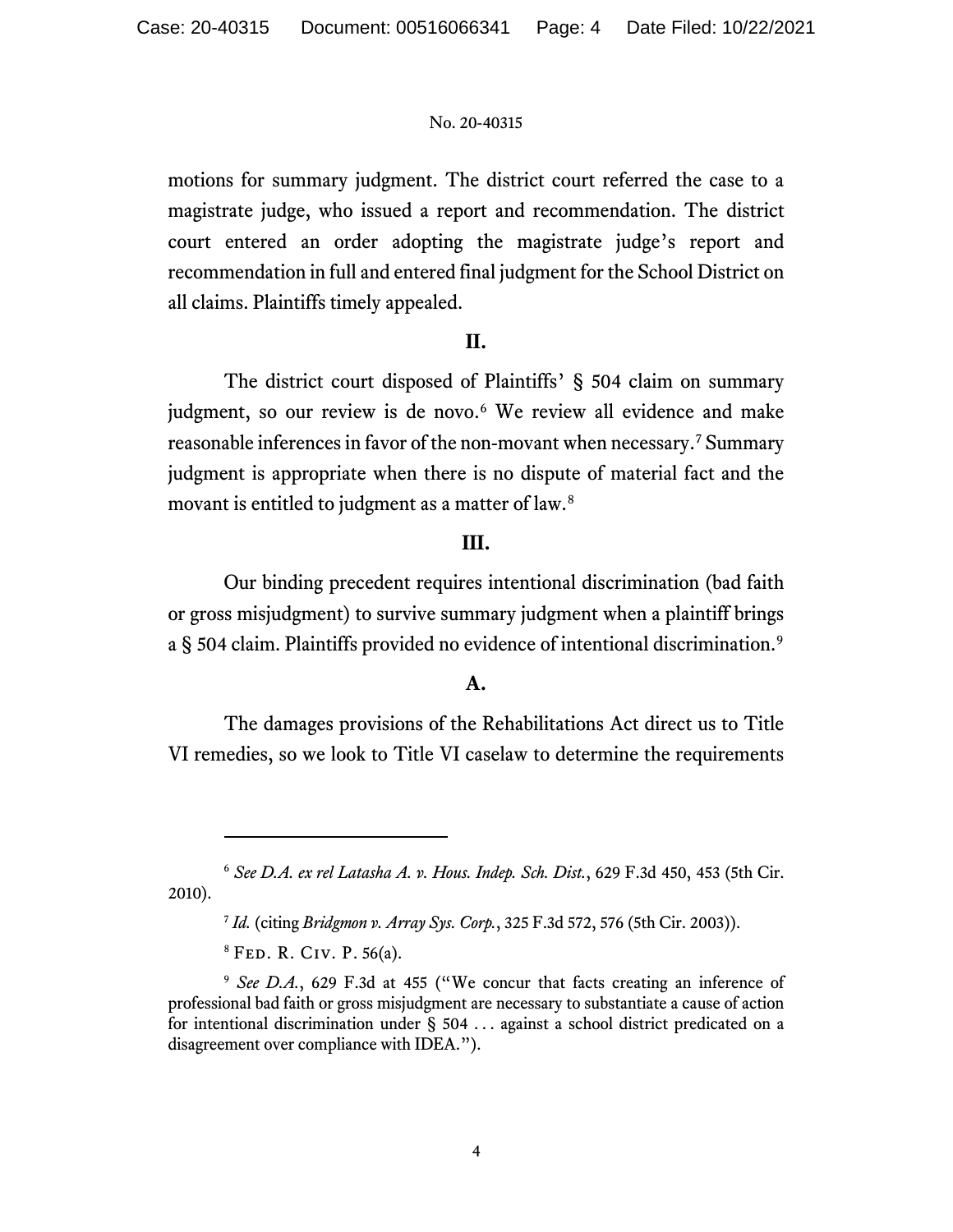motions for summary judgment. The district court referred the case to a magistrate judge, who issued a report and recommendation. The district court entered an order adopting the magistrate judge's report and recommendation in full and entered final judgment for the School District on all claims. Plaintiffs timely appealed.

## II.

The district court disposed of Plaintiffs' § 504 claim on summary judgment, so our review is de novo.[6] We review all evidence and make reasonable inferences in favor of the non-movant when necessary.[7] Summary judgment is appropriate when there is no dispute of material fact and the movant is entitled to judgment as a matter of law.[8]

## III.

Our binding precedent requires intentional discrimination (bad faith or gross misjudgment) to survive summary judgment when a plaintiff brings a § 504 claim. Plaintiffs provided no evidence of intentional discrimination.[9]

### A.

The damages provisions of the Rehabilitations Act direct us to Title VI remedies, so we look to Title VI caselaw to determine the requirements

---

[6] *See D.A. ex rel Latasha A. v. Hous. Indep. Sch. Dist.*, 629 F.3d 450, 453 (5th Cir. 2010).

[7] *Id.* (citing *Bridgmon v. Array Sys. Corp.*, 325 F.3d 572, 576 (5th Cir. 2003)).

[8] Fed. R. Civ. P. 56(a).

[9] *See D.A.*, 629 F.3d at 455 ("We concur that facts creating an inference of professional bad faith or gross misjudgment are necessary to substantiate a cause of action for intentional discrimination under § 504 . . . against a school district predicated on a disagreement over compliance with IDEA.").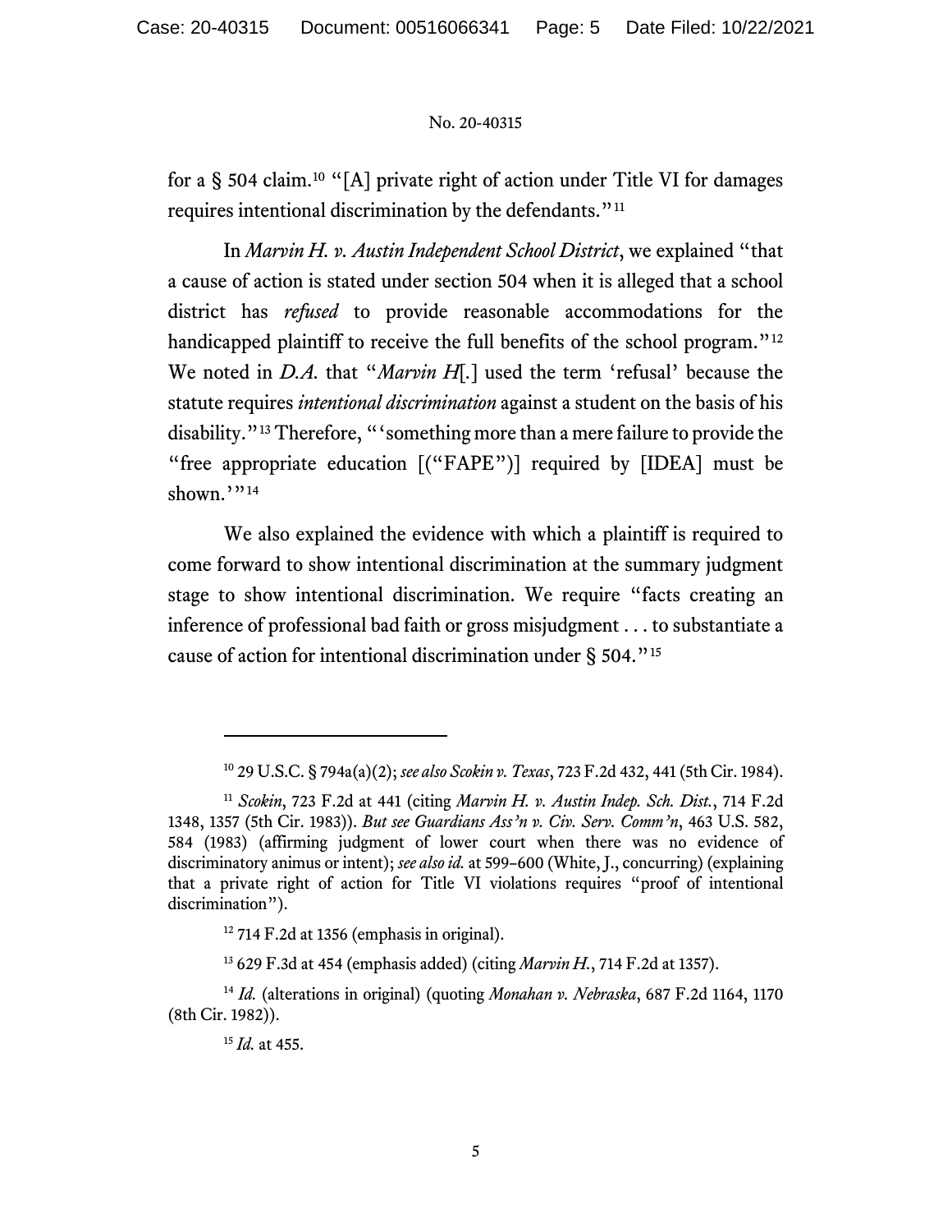for a § 504 claim.[10] "[A] private right of action under Title VI for damages requires intentional discrimination by the defendants."[11]

In *Marvin H. v. Austin Independent School District*, we explained "that a cause of action is stated under section 504 when it is alleged that a school district has *refused* to provide reasonable accommodations for the handicapped plaintiff to receive the full benefits of the school program."[12] We noted in *D.A.* that "*Marvin H*[.] used the term 'refusal' because the statute requires *intentional discrimination* against a student on the basis of his disability."[13] Therefore, "'something more than a mere failure to provide the "free appropriate education [("FAPE")] required by [IDEA] must be shown.'"[14]

We also explained the evidence with which a plaintiff is required to come forward to show intentional discrimination at the summary judgment stage to show intentional discrimination. We require "facts creating an inference of professional bad faith or gross misjudgment . . . to substantiate a cause of action for intentional discrimination under § 504."[15]

---

[10] 29 U.S.C. § 794a(a)(2); *see also Scokin v. Texas*, 723 F.2d 432, 441 (5th Cir. 1984).

[11] *Scokin*, 723 F.2d at 441 (citing *Marvin H. v. Austin Indep. Sch. Dist.*, 714 F.2d 1348, 1357 (5th Cir. 1983)). *But see Guardians Ass'n v. Civ. Serv. Comm'n*, 463 U.S. 582, 584 (1983) (affirming judgment of lower court when there was no evidence of discriminatory animus or intent); *see also id.* at 599–600 (White, J., concurring) (explaining that a private right of action for Title VI violations requires "proof of intentional discrimination").

[12] 714 F.2d at 1356 (emphasis in original).

[13] 629 F.3d at 454 (emphasis added) (citing *Marvin H.*, 714 F.2d at 1357).

[14] *Id.* (alterations in original) (quoting *Monahan v. Nebraska*, 687 F.2d 1164, 1170 (8th Cir. 1982)).

[15] *Id.* at 455.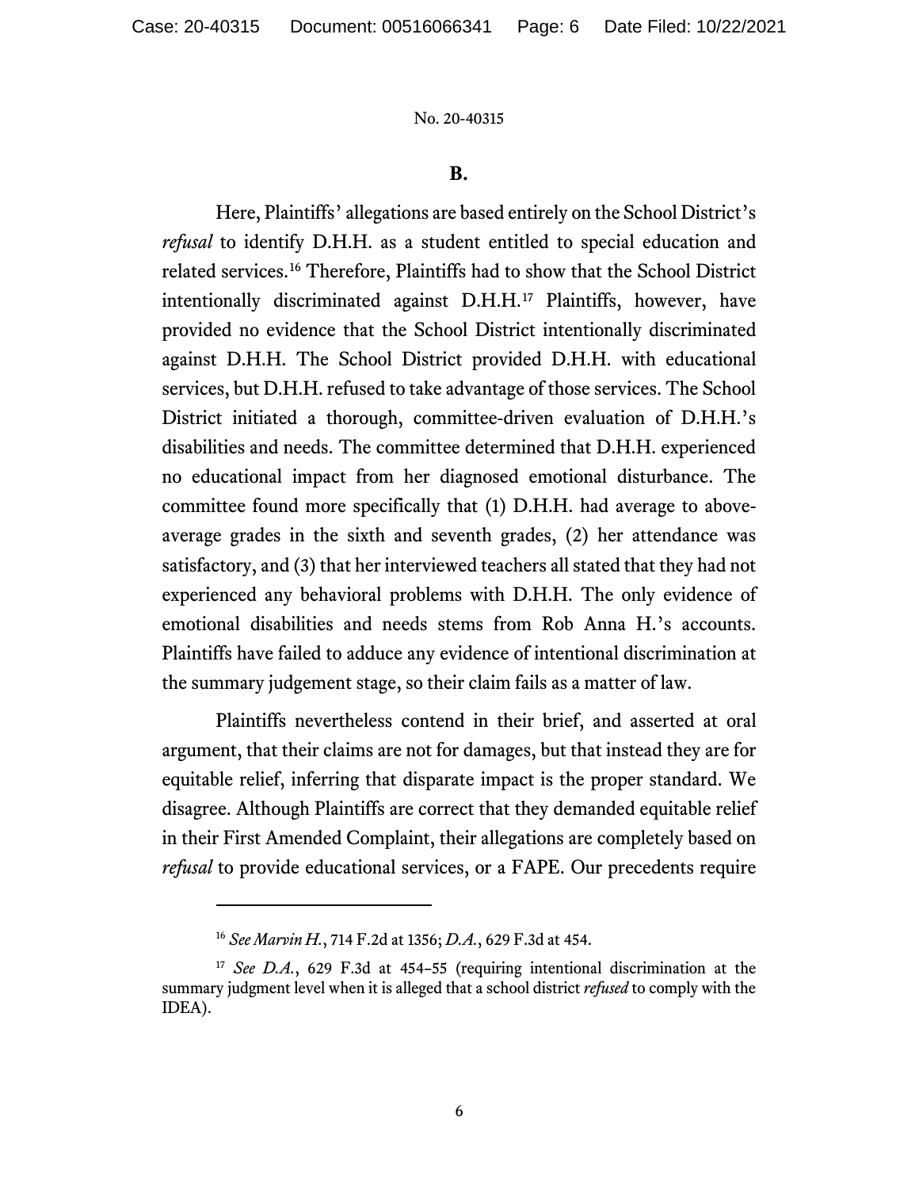### B.

Here, Plaintiffs' allegations are based entirely on the School District's *refusal* to identify D.H.H. as a student entitled to special education and related services.[16] Therefore, Plaintiffs had to show that the School District intentionally discriminated against D.H.H.[17] Plaintiffs, however, have provided no evidence that the School District intentionally discriminated against D.H.H. The School District provided D.H.H. with educational services, but D.H.H. refused to take advantage of those services. The School District initiated a thorough, committee-driven evaluation of D.H.H.'s disabilities and needs. The committee determined that D.H.H. experienced no educational impact from her diagnosed emotional disturbance. The committee found more specifically that (1) D.H.H. had average to above-average grades in the sixth and seventh grades, (2) her attendance was satisfactory, and (3) that her interviewed teachers all stated that they had not experienced any behavioral problems with D.H.H. The only evidence of emotional disabilities and needs stems from Rob Anna H.'s accounts. Plaintiffs have failed to adduce any evidence of intentional discrimination at the summary judgement stage, so their claim fails as a matter of law.

Plaintiffs nevertheless contend in their brief, and asserted at oral argument, that their claims are not for damages, but that instead they are for equitable relief, inferring that disparate impact is the proper standard. We disagree. Although Plaintiffs are correct that they demanded equitable relief in their First Amended Complaint, their allegations are completely based on *refusal* to provide educational services, or a FAPE. Our precedents require

---

[16] *See Marvin H.*, 714 F.2d at 1356; *D.A.*, 629 F.3d at 454.

[17] *See D.A.*, 629 F.3d at 454–55 (requiring intentional discrimination at the summary judgment level when it is alleged that a school district *refused* to comply with the IDEA).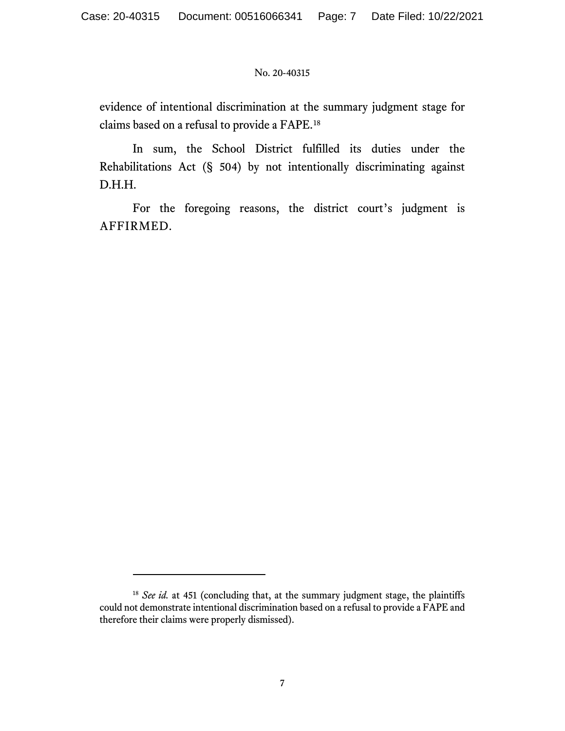evidence of intentional discrimination at the summary judgment stage for claims based on a refusal to provide a FAPE.[18]

In sum, the School District fulfilled its duties under the Rehabilitations Act (§ 504) by not intentionally discriminating against D.H.H.

For the foregoing reasons, the district court's judgment is AFFIRMED.

---

[18] *See id.* at 451 (concluding that, at the summary judgment stage, the plaintiffs could not demonstrate intentional discrimination based on a refusal to provide a FAPE and therefore their claims were properly dismissed).